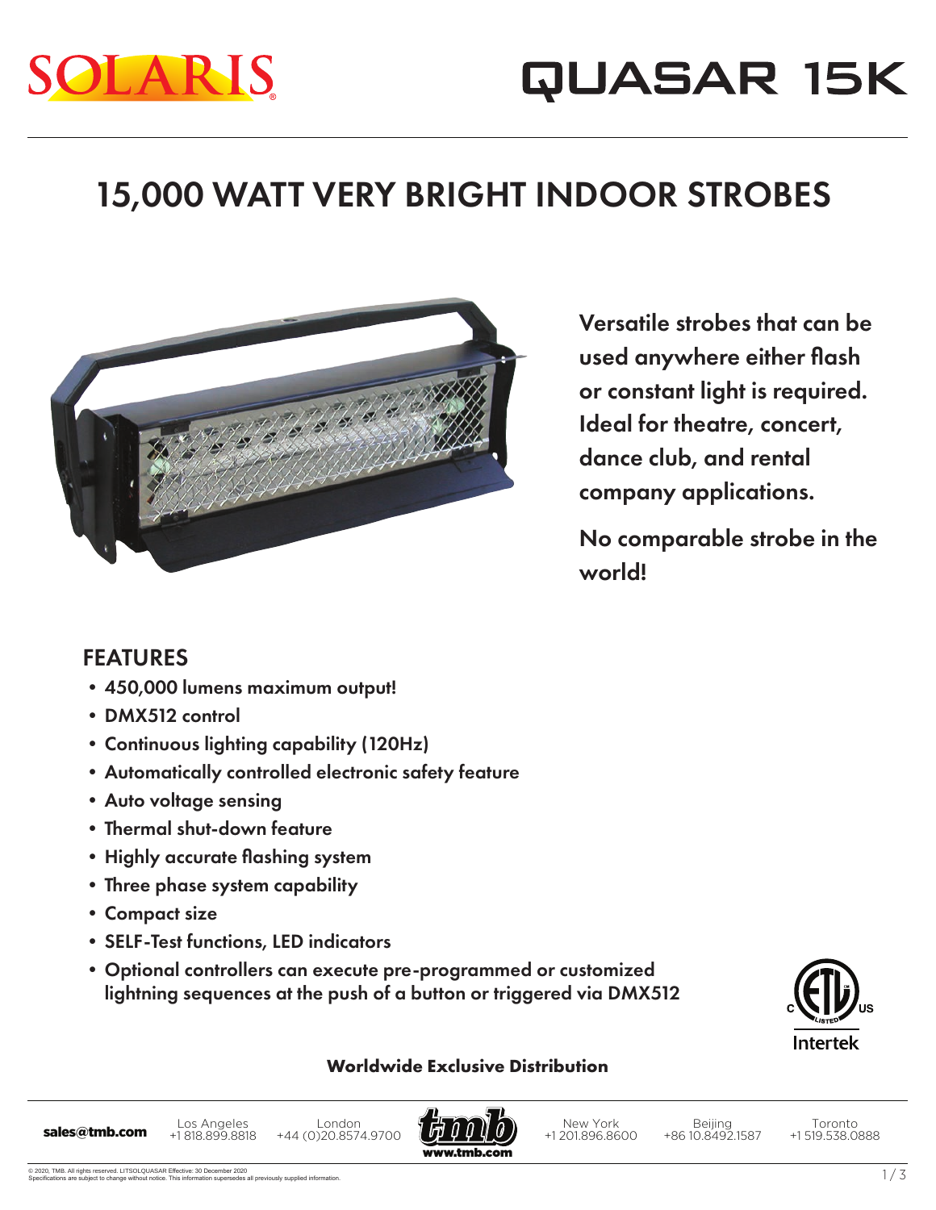SOLARIS

# QUASAR 15K

## 15,000 WATT VERY BRIGHT INDOOR STROBES

**Versatile strobes that can be used anywhere either flash or constant light is required. Ideal for theatre, concert, dance club, and rental company applications.**

**No comparable strobe in the world!**

### FEATURES

- 450,000 lumens maximum output!
- DMX512 control
- Continuous lighting capability (120Hz)
- Automatically controlled electronic safety feature
- Auto voltage sensing
- Thermal shut-down feature
- Highly accurate flashing system
- Three phase system capability
- Compact size
- SELF-Test functions, LED indicators
- Optional controllers can execute pre-programmed or customized lightning sequences at the push of a button or triggered via DMX512

Intertek

**Worldwide Exclusive Distribution**

**sales@tmb.com** | Los Angeles +1 818.899.8818 | London +44 (0)20.8574.9700 | www.tmb.com | New York +1 201.896.8600 | Beijing +86 10.8492.1587 | Toronto +1 519.538.0888

© 2020, TMB. All rights reserved. LITSOLQUASAR Effective: 30 December 2020
Specifications are subject to change without notice. This information supersedes all previously supplied information.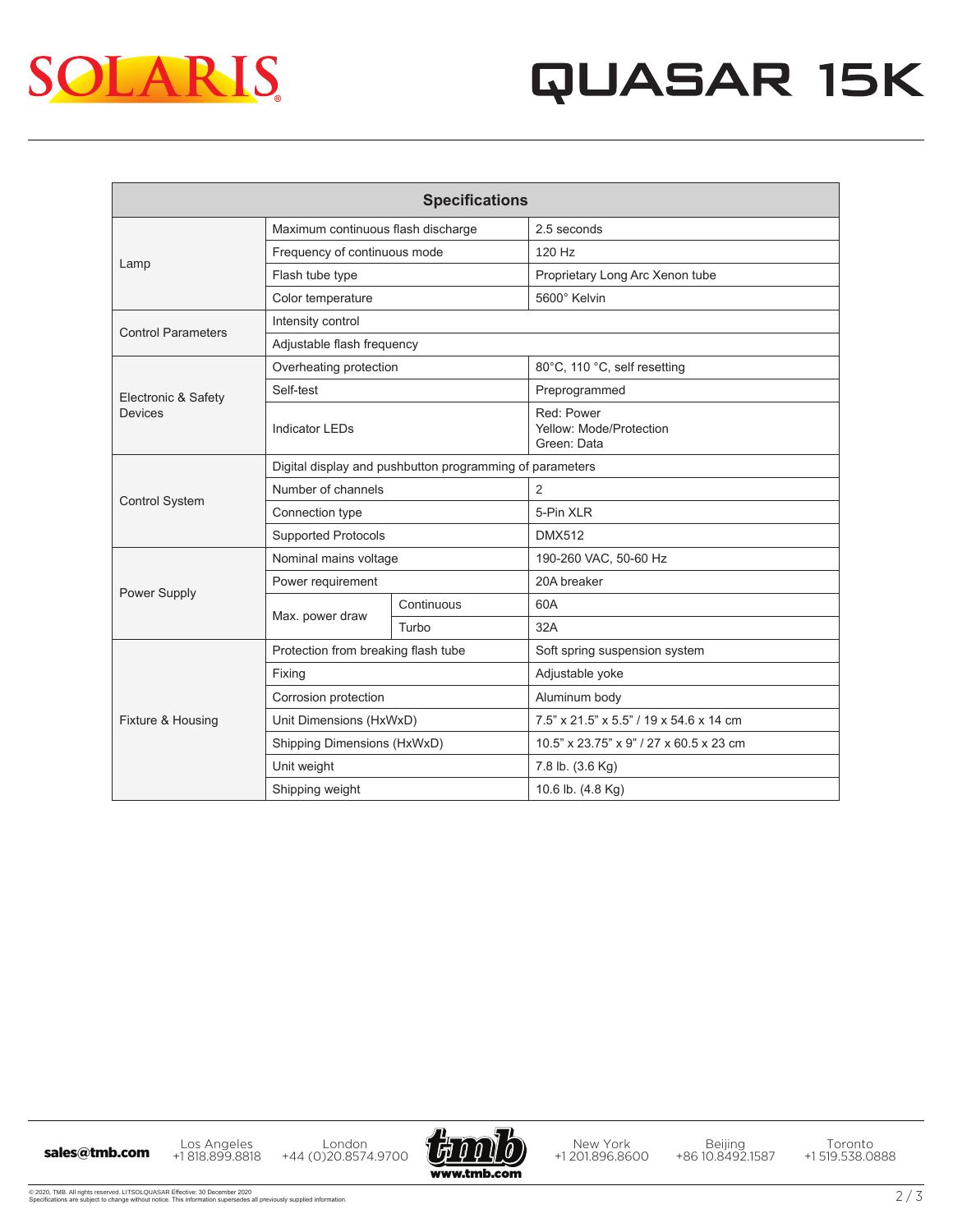# QUASAR 15K

| Specifications | | | |
|---|---|---|---|
| Lamp | Maximum continuous flash discharge | | 2.5 seconds |
| | Frequency of continuous mode | | 120 Hz |
| | Flash tube type | | Proprietary Long Arc Xenon tube |
| | Color temperature | | 5600° Kelvin |
| Control Parameters | Intensity control | | |
| | Adjustable flash frequency | | |
| Electronic & Safety Devices | Overheating protection | | 80°C, 110 °C, self resetting |
| | Self-test | | Preprogrammed |
| | Indicator LEDs | | Red: Power<br>Yellow: Mode/Protection<br>Green: Data |
| Control System | Digital display and pushbutton programming of parameters | | |
| | Number of channels | | 2 |
| | Connection type | | 5-Pin XLR |
| | Supported Protocols | | DMX512 |
| Power Supply | Nominal mains voltage | | 190-260 VAC, 50-60 Hz |
| | Power requirement | | 20A breaker |
| | Max. power draw | Continuous | 60A |
| | | Turbo | 32A |
| Fixture & Housing | Protection from breaking flash tube | | Soft spring suspension system |
| | Fixing | | Adjustable yoke |
| | Corrosion protection | | Aluminum body |
| | Unit Dimensions (HxWxD) | | 7.5" x 21.5" x 5.5" / 19 x 54.6 x 14 cm |
| | Shipping Dimensions (HxWxD) | | 10.5" x 23.75" x 9" / 27 x 60.5 x 23 cm |
| | Unit weight | | 7.8 lb. (3.6 Kg) |
| | Shipping weight | | 10.6 lb. (4.8 Kg) |

sales@tmb.com | Los Angeles +1 818.899.8818 | London +44 (0)20.8574.9700 | www.tmb.com | New York +1 201.896.8600 | Beijing +86 10.8492.1587 | Toronto +1 519.538.0888

© 2020, TMB. All rights reserved. LITSOLQUASAR Effective: 30 December 2020
Specifications are subject to change without notice. This information supersedes all previously supplied information.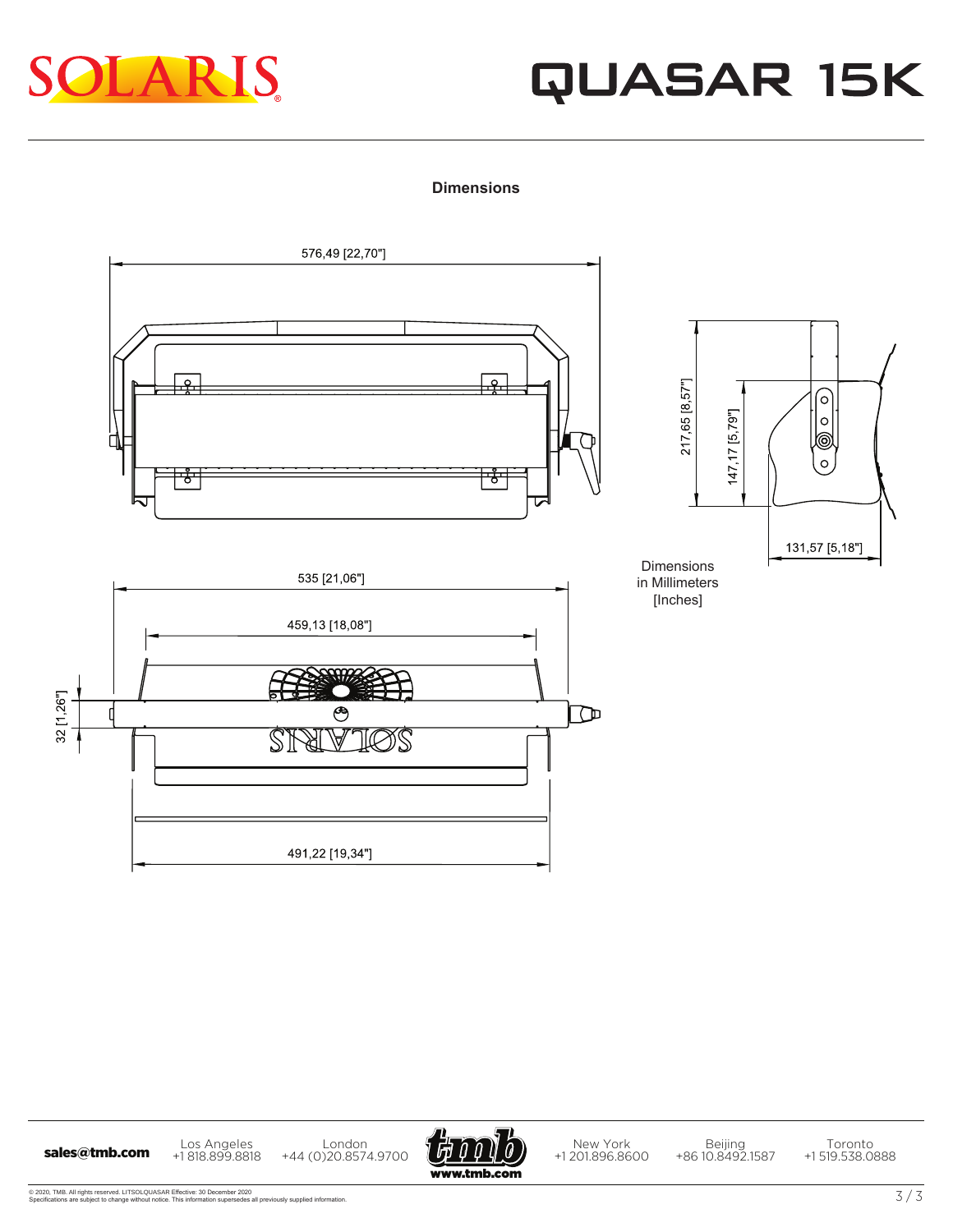# QUASAR 15K

## Dimensions

576,49 [22,70"]

217,65 [8,57"]

147,17 [5,79"]

131,57 [5,18"]

Dimensions
in Millimeters
[Inches]

535 [21,06"]

459,13 [18,08"]

32 [1,26"]

491,22 [19,34"]

sales@tmb.com

Los Angeles
+1 818.899.8818

London
+44 (0)20.8574.9700

www.tmb.com

New York
+1 201.896.8600

Beijing
+86 10.8492.1587

Toronto
+1 519.538.0888

© 2020, TMB. All rights reserved. LITSOLQUASAR Effective: 30 December 2020
Specifications are subject to change without notice. This information supersedes all previously supplied information.